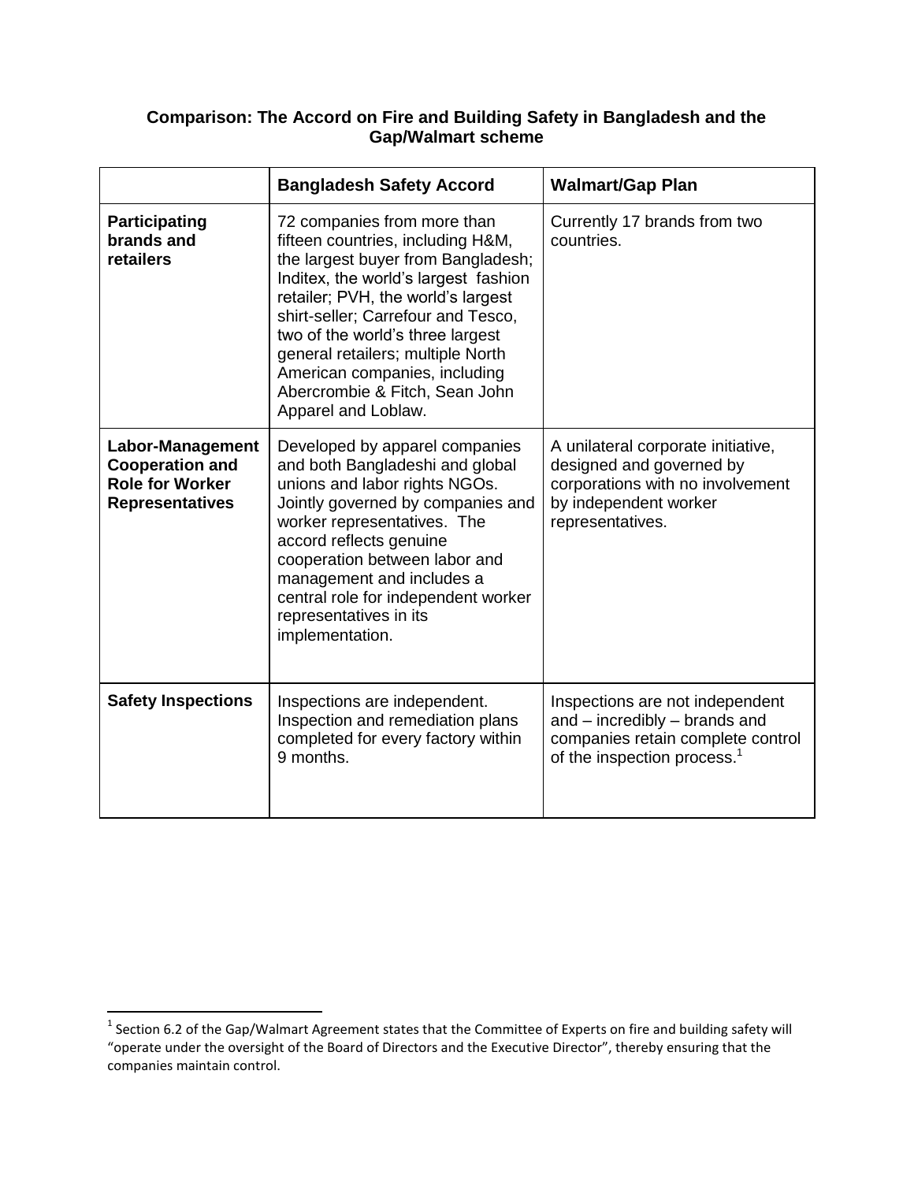## Comparison: The Accord on Fire and Building Safety in Bangladesh and the Gap/Walmart scheme

| | **Bangladesh Safety Accord** | **Walmart/Gap Plan** |
|---|---|---|
| **Participating brands and retailers** | 72 companies from more than fifteen countries, including H&M, the largest buyer from Bangladesh; Inditex, the world's largest fashion retailer; PVH, the world's largest shirt-seller; Carrefour and Tesco, two of the world's three largest general retailers; multiple North American companies, including Abercrombie & Fitch, Sean John Apparel and Loblaw. | Currently 17 brands from two countries. |
| **Labor-Management Cooperation and Role for Worker Representatives** | Developed by apparel companies and both Bangladeshi and global unions and labor rights NGOs. Jointly governed by companies and worker representatives. The accord reflects genuine cooperation between labor and management and includes a central role for independent worker representatives in its implementation. | A unilateral corporate initiative, designed and governed by corporations with no involvement by independent worker representatives. |
| **Safety Inspections** | Inspections are independent. Inspection and remediation plans completed for every factory within 9 months. | Inspections are not independent and – incredibly – brands and companies retain complete control of the inspection process.[1] |

[1] Section 6.2 of the Gap/Walmart Agreement states that the Committee of Experts on fire and building safety will "operate under the oversight of the Board of Directors and the Executive Director", thereby ensuring that the companies maintain control.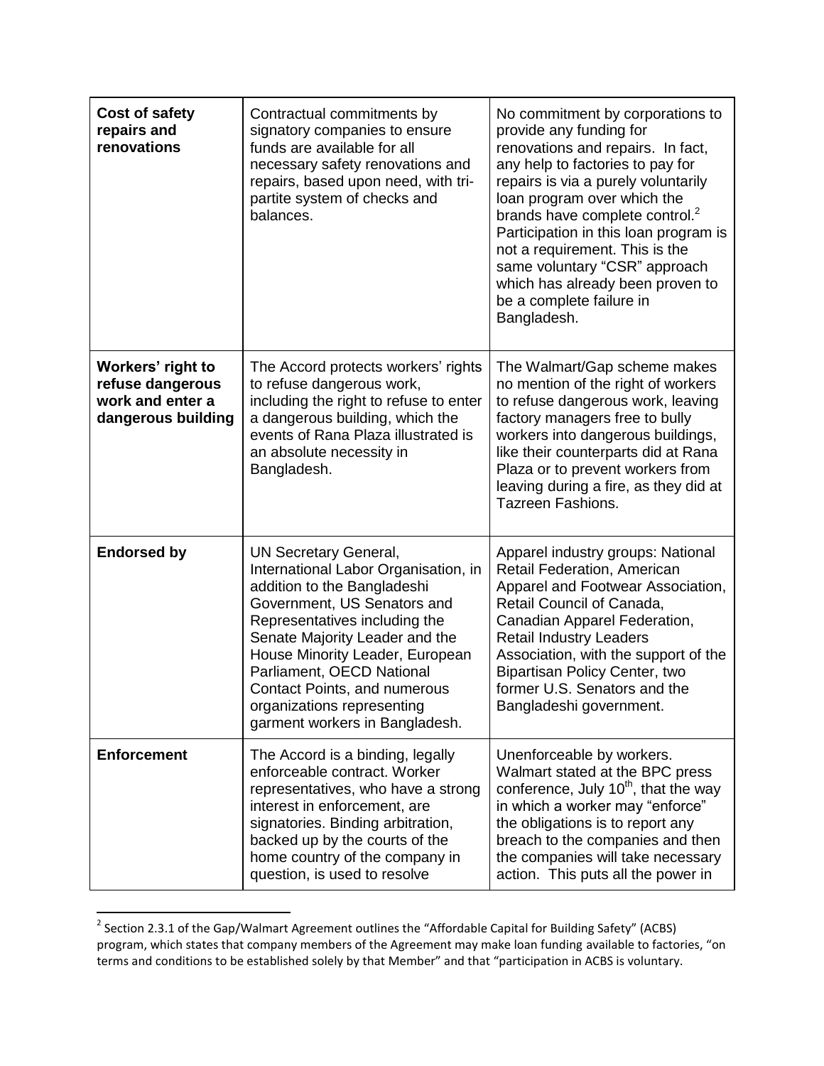| **Cost of safety repairs and renovations** | Contractual commitments by signatory companies to ensure funds are available for all necessary safety renovations and repairs, based upon need, with tri-partite system of checks and balances. | No commitment by corporations to provide any funding for renovations and repairs. In fact, any help to factories to pay for repairs is via a purely voluntarily loan program over which the brands have complete control.[2] Participation in this loan program is not a requirement. This is the same voluntary "CSR" approach which has already been proven to be a complete failure in Bangladesh. |
|---|---|---|
| **Workers' right to refuse dangerous work and enter a dangerous building** | The Accord protects workers' rights to refuse dangerous work, including the right to refuse to enter a dangerous building, which the events of Rana Plaza illustrated is an absolute necessity in Bangladesh. | The Walmart/Gap scheme makes no mention of the right of workers to refuse dangerous work, leaving factory managers free to bully workers into dangerous buildings, like their counterparts did at Rana Plaza or to prevent workers from leaving during a fire, as they did at Tazreen Fashions. |
| **Endorsed by** | UN Secretary General, International Labor Organisation, in addition to the Bangladeshi Government, US Senators and Representatives including the Senate Majority Leader and the House Minority Leader, European Parliament, OECD National Contact Points, and numerous organizations representing garment workers in Bangladesh. | Apparel industry groups: National Retail Federation, American Apparel and Footwear Association, Retail Council of Canada, Canadian Apparel Federation, Retail Industry Leaders Association, with the support of the Bipartisan Policy Center, two former U.S. Senators and the Bangladeshi government. |
| **Enforcement** | The Accord is a binding, legally enforceable contract. Worker representatives, who have a strong interest in enforcement, are signatories. Binding arbitration, backed up by the courts of the home country of the company in question, is used to resolve | Unenforceable by workers. Walmart stated at the BPC press conference, July 10th, that the way in which a worker may "enforce" the obligations is to report any breach to the companies and then the companies will take necessary action. This puts all the power in |

[2] Section 2.3.1 of the Gap/Walmart Agreement outlines the "Affordable Capital for Building Safety" (ACBS) program, which states that company members of the Agreement may make loan funding available to factories, "on terms and conditions to be established solely by that Member" and that "participation in ACBS is voluntary.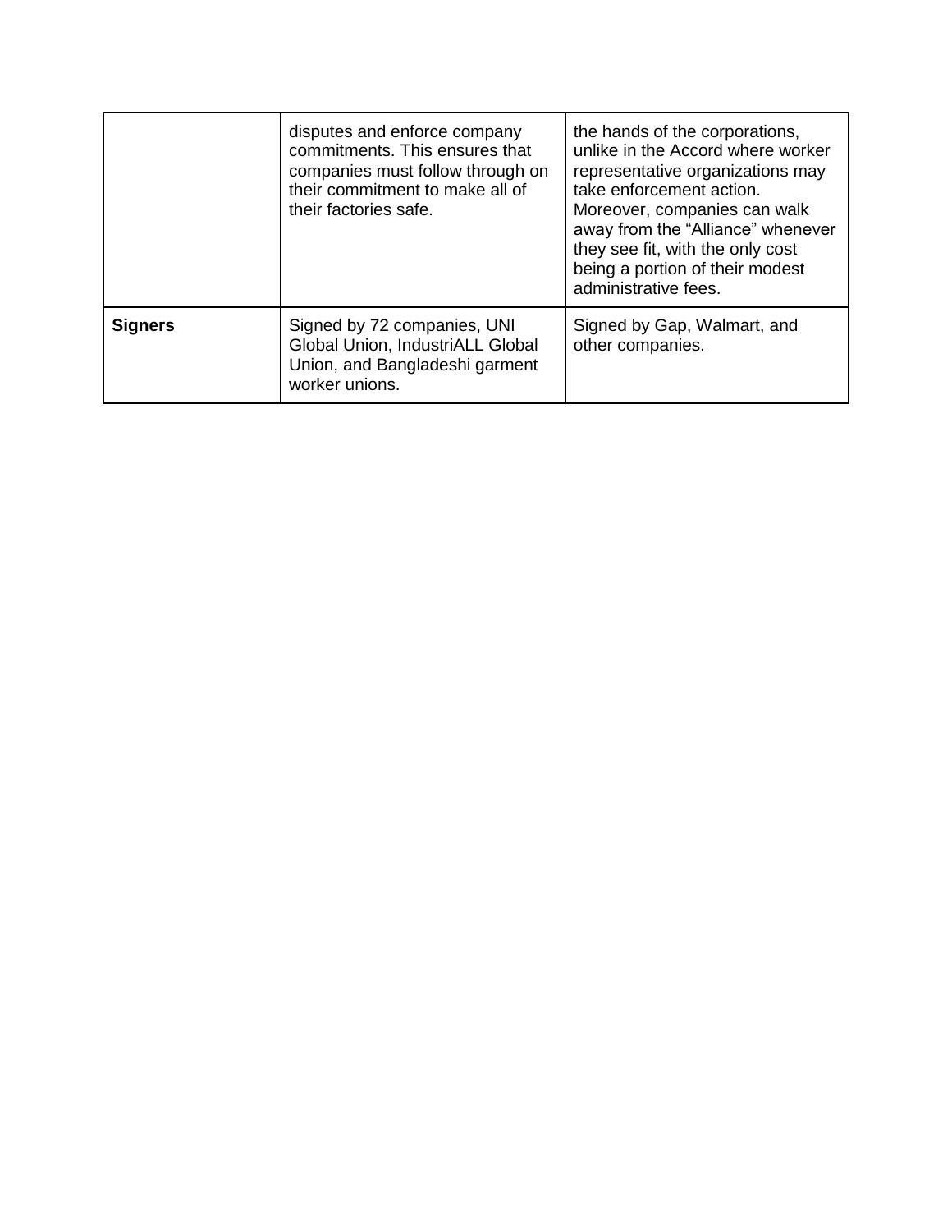| | | |
|---|---|---|
| | disputes and enforce company commitments. This ensures that companies must follow through on their commitment to make all of their factories safe. | the hands of the corporations, unlike in the Accord where worker representative organizations may take enforcement action. Moreover, companies can walk away from the "Alliance" whenever they see fit, with the only cost being a portion of their modest administrative fees. |
| **Signers** | Signed by 72 companies, UNI Global Union, IndustriALL Global Union, and Bangladeshi garment worker unions. | Signed by Gap, Walmart, and other companies. |